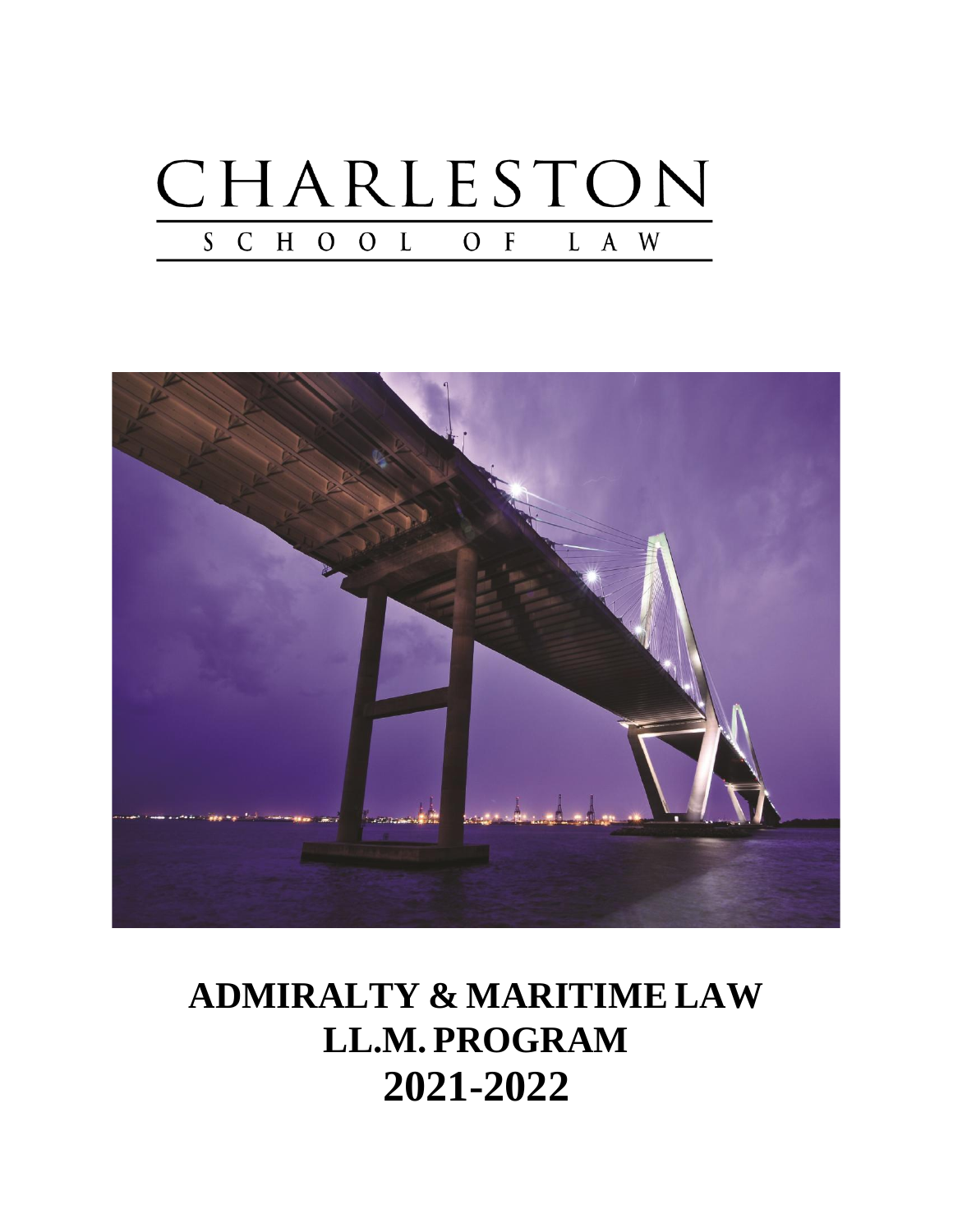# CHARLESTON

## SCHOOL OF LAW

# ADMIRALTY & MARITIME LAW LL.M. PROGRAM 2021-2022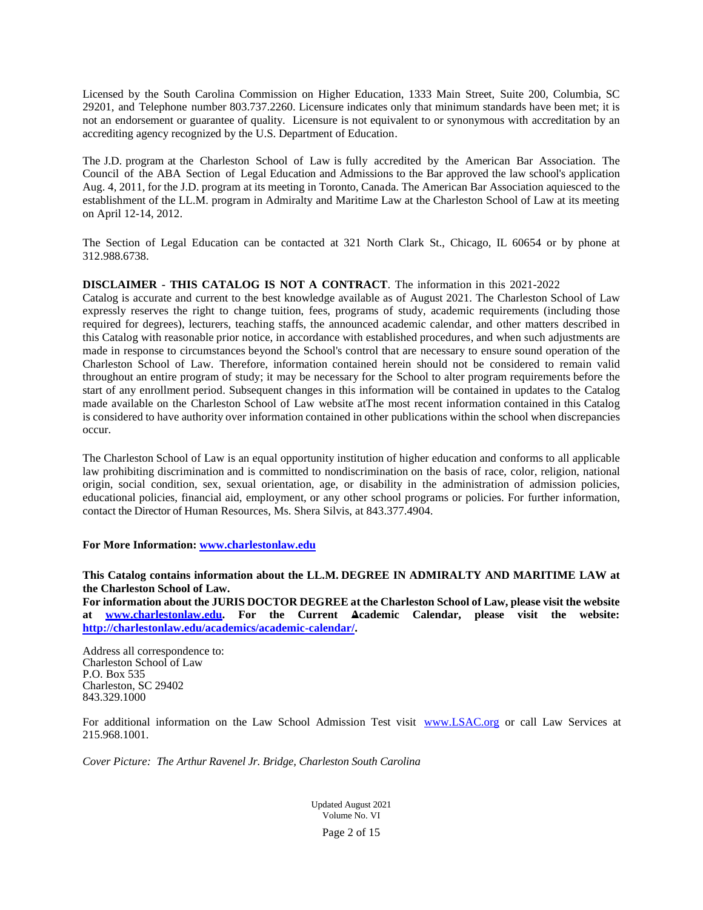Licensed by the South Carolina Commission on Higher Education, 1333 Main Street, Suite 200, Columbia, SC 29201, and Telephone number 803.737.2260. Licensure indicates only that minimum standards have been met; it is not an endorsement or guarantee of quality. Licensure is not equivalent to or synonymous with accreditation by an accrediting agency recognized by the U.S. Department of Education.

The J.D. program at the Charleston School of Law is fully accredited by the American Bar Association. The Council of the ABA Section of Legal Education and Admissions to the Bar approved the law school's application Aug. 4, 2011, for the J.D. program at its meeting in Toronto, Canada. The American Bar Association aquiesced to the establishment of the LL.M. program in Admiralty and Maritime Law at the Charleston School of Law at its meeting on April 12-14, 2012.

The Section of Legal Education can be contacted at 321 North Clark St., Chicago, IL 60654 or by phone at 312.988.6738.

**DISCLAIMER - THIS CATALOG IS NOT A CONTRACT**. The information in this 2021-2022 Catalog is accurate and current to the best knowledge available as of August 2021. The Charleston School of Law expressly reserves the right to change tuition, fees, programs of study, academic requirements (including those required for degrees), lecturers, teaching staffs, the announced academic calendar, and other matters described in this Catalog with reasonable prior notice, in accordance with established procedures, and when such adjustments are made in response to circumstances beyond the School's control that are necessary to ensure sound operation of the Charleston School of Law. Therefore, information contained herein should not be considered to remain valid throughout an entire program of study; it may be necessary for the School to alter program requirements before the start of any enrollment period. Subsequent changes in this information will be contained in updates to the Catalog made available on the Charleston School of Law website atThe most recent information contained in this Catalog is considered to have authority over information contained in other publications within the school when discrepancies occur.

The Charleston School of Law is an equal opportunity institution of higher education and conforms to all applicable law prohibiting discrimination and is committed to nondiscrimination on the basis of race, color, religion, national origin, social condition, sex, sexual orientation, age, or disability in the administration of admission policies, educational policies, financial aid, employment, or any other school programs or policies. For further information, contact the Director of Human Resources, Ms. Shera Silvis, at 843.377.4904.

**For More Information: www.charlestonlaw.edu**

**This Catalog contains information about the LL.M. DEGREE IN ADMIRALTY AND MARITIME LAW at the Charleston School of Law.**
**For information about the JURIS DOCTOR DEGREE at the Charleston School of Law, please visit the website at www.charlestonlaw.edu. For the Current Academic Calendar, please visit the website: http://charlestonlaw.edu/academics/academic-calendar/.**

Address all correspondence to:
Charleston School of Law
P.O. Box 535
Charleston, SC 29402
843.329.1000

For additional information on the Law School Admission Test visit www.LSAC.org or call Law Services at 215.968.1001.

*Cover Picture: The Arthur Ravenel Jr. Bridge, Charleston South Carolina*

Updated August 2021
Volume No. VI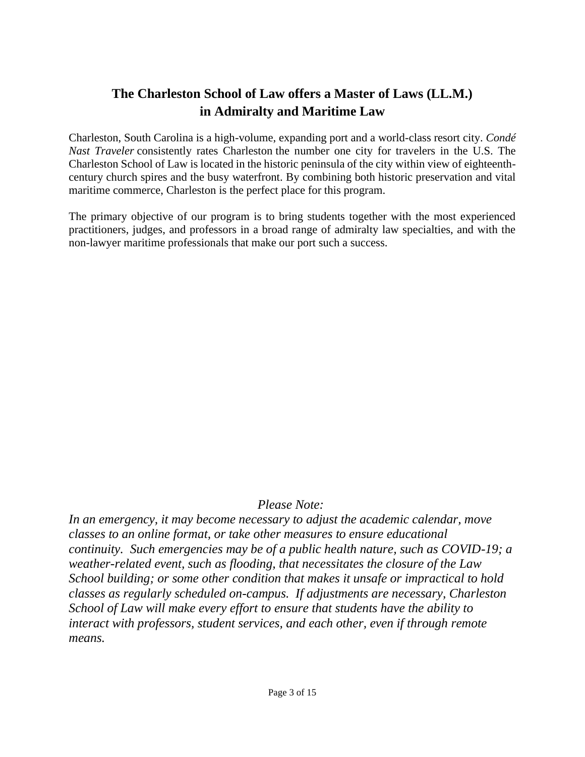# The Charleston School of Law offers a Master of Laws (LL.M.) in Admiralty and Maritime Law

Charleston, South Carolina is a high-volume, expanding port and a world-class resort city. *Condé Nast Traveler* consistently rates Charleston the number one city for travelers in the U.S. The Charleston School of Law is located in the historic peninsula of the city within view of eighteenth-century church spires and the busy waterfront. By combining both historic preservation and vital maritime commerce, Charleston is the perfect place for this program.

The primary objective of our program is to bring students together with the most experienced practitioners, judges, and professors in a broad range of admiralty law specialties, and with the non-lawyer maritime professionals that make our port such a success.

*Please Note:*

*In an emergency, it may become necessary to adjust the academic calendar, move classes to an online format, or take other measures to ensure educational continuity. Such emergencies may be of a public health nature, such as COVID-19; a weather-related event, such as flooding, that necessitates the closure of the Law School building; or some other condition that makes it unsafe or impractical to hold classes as regularly scheduled on-campus. If adjustments are necessary, Charleston School of Law will make every effort to ensure that students have the ability to interact with professors, student services, and each other, even if through remote means.*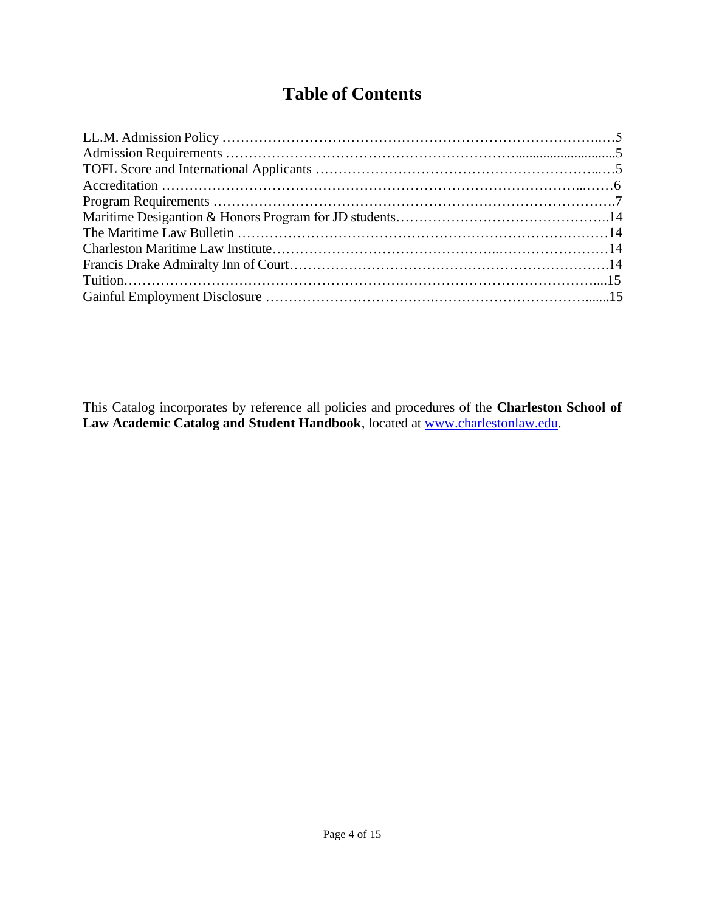# Table of Contents

LL.M. Admission Policy …… 5
Admission Requirements …… 5
TOFL Score and International Applicants …… 5
Accreditation …… 6
Program Requirements …… 7
Maritime Desigantion & Honors Program for JD students …… 14
The Maritime Law Bulletin …… 14
Charleston Maritime Law Institute …… 14
Francis Drake Admiralty Inn of Court …… 14
Tuition …… 15
Gainful Employment Disclosure …… 15

This Catalog incorporates by reference all policies and procedures of the **Charleston School of Law Academic Catalog and Student Handbook**, located at [www.charlestonlaw.edu](http://www.charlestonlaw.edu).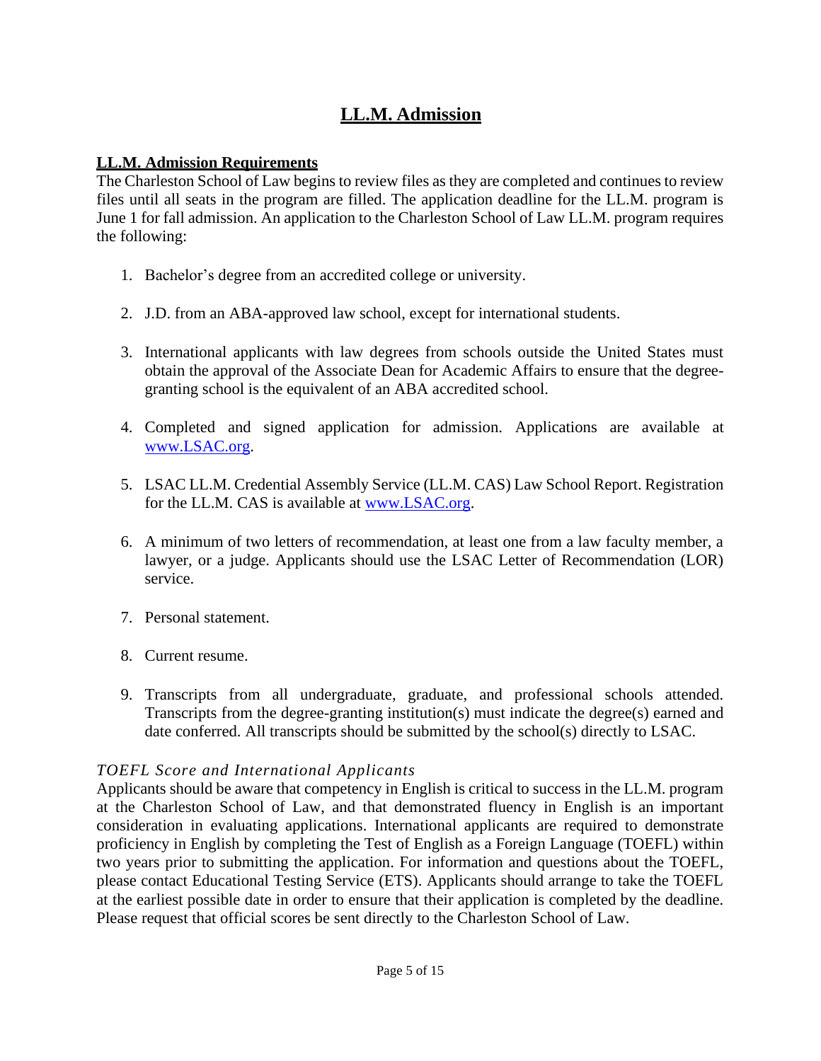# LL.M. Admission

## LL.M. Admission Requirements

The Charleston School of Law begins to review files as they are completed and continues to review files until all seats in the program are filled. The application deadline for the LL.M. program is June 1 for fall admission. An application to the Charleston School of Law LL.M. program requires the following:

1. Bachelor's degree from an accredited college or university.

2. J.D. from an ABA-approved law school, except for international students.

3. International applicants with law degrees from schools outside the United States must obtain the approval of the Associate Dean for Academic Affairs to ensure that the degree-granting school is the equivalent of an ABA accredited school.

4. Completed and signed application for admission. Applications are available at [www.LSAC.org](http://www.LSAC.org).

5. LSAC LL.M. Credential Assembly Service (LL.M. CAS) Law School Report. Registration for the LL.M. CAS is available at [www.LSAC.org](http://www.LSAC.org).

6. A minimum of two letters of recommendation, at least one from a law faculty member, a lawyer, or a judge. Applicants should use the LSAC Letter of Recommendation (LOR) service.

7. Personal statement.

8. Current resume.

9. Transcripts from all undergraduate, graduate, and professional schools attended. Transcripts from the degree-granting institution(s) must indicate the degree(s) earned and date conferred. All transcripts should be submitted by the school(s) directly to LSAC.

### *TOEFL Score and International Applicants*

Applicants should be aware that competency in English is critical to success in the LL.M. program at the Charleston School of Law, and that demonstrated fluency in English is an important consideration in evaluating applications. International applicants are required to demonstrate proficiency in English by completing the Test of English as a Foreign Language (TOEFL) within two years prior to submitting the application. For information and questions about the TOEFL, please contact Educational Testing Service (ETS). Applicants should arrange to take the TOEFL at the earliest possible date in order to ensure that their application is completed by the deadline. Please request that official scores be sent directly to the Charleston School of Law.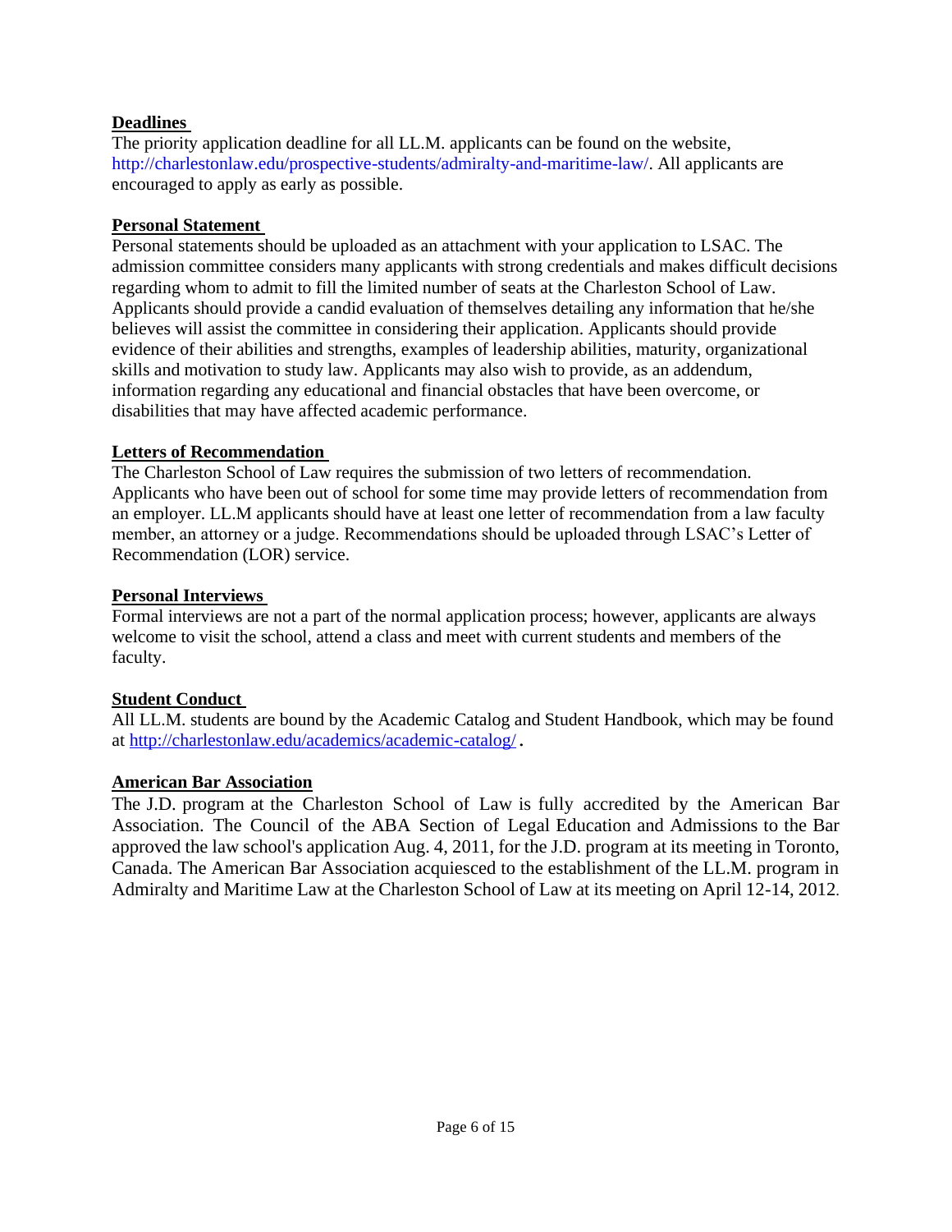**Deadlines**

The priority application deadline for all LL.M. applicants can be found on the website, http://charlestonlaw.edu/prospective-students/admiralty-and-maritime-law/. All applicants are encouraged to apply as early as possible.

**Personal Statement**

Personal statements should be uploaded as an attachment with your application to LSAC. The admission committee considers many applicants with strong credentials and makes difficult decisions regarding whom to admit to fill the limited number of seats at the Charleston School of Law. Applicants should provide a candid evaluation of themselves detailing any information that he/she believes will assist the committee in considering their application. Applicants should provide evidence of their abilities and strengths, examples of leadership abilities, maturity, organizational skills and motivation to study law. Applicants may also wish to provide, as an addendum, information regarding any educational and financial obstacles that have been overcome, or disabilities that may have affected academic performance.

**Letters of Recommendation**

The Charleston School of Law requires the submission of two letters of recommendation. Applicants who have been out of school for some time may provide letters of recommendation from an employer. LL.M applicants should have at least one letter of recommendation from a law faculty member, an attorney or a judge. Recommendations should be uploaded through LSAC's Letter of Recommendation (LOR) service.

**Personal Interviews**

Formal interviews are not a part of the normal application process; however, applicants are always welcome to visit the school, attend a class and meet with current students and members of the faculty.

**Student Conduct**

All LL.M. students are bound by the Academic Catalog and Student Handbook, which may be found at http://charlestonlaw.edu/academics/academic-catalog/.

**American Bar Association**

The J.D. program at the Charleston School of Law is fully accredited by the American Bar Association. The Council of the ABA Section of Legal Education and Admissions to the Bar approved the law school's application Aug. 4, 2011, for the J.D. program at its meeting in Toronto, Canada. The American Bar Association acquiesced to the establishment of the LL.M. program in Admiralty and Maritime Law at the Charleston School of Law at its meeting on April 12-14, 2012.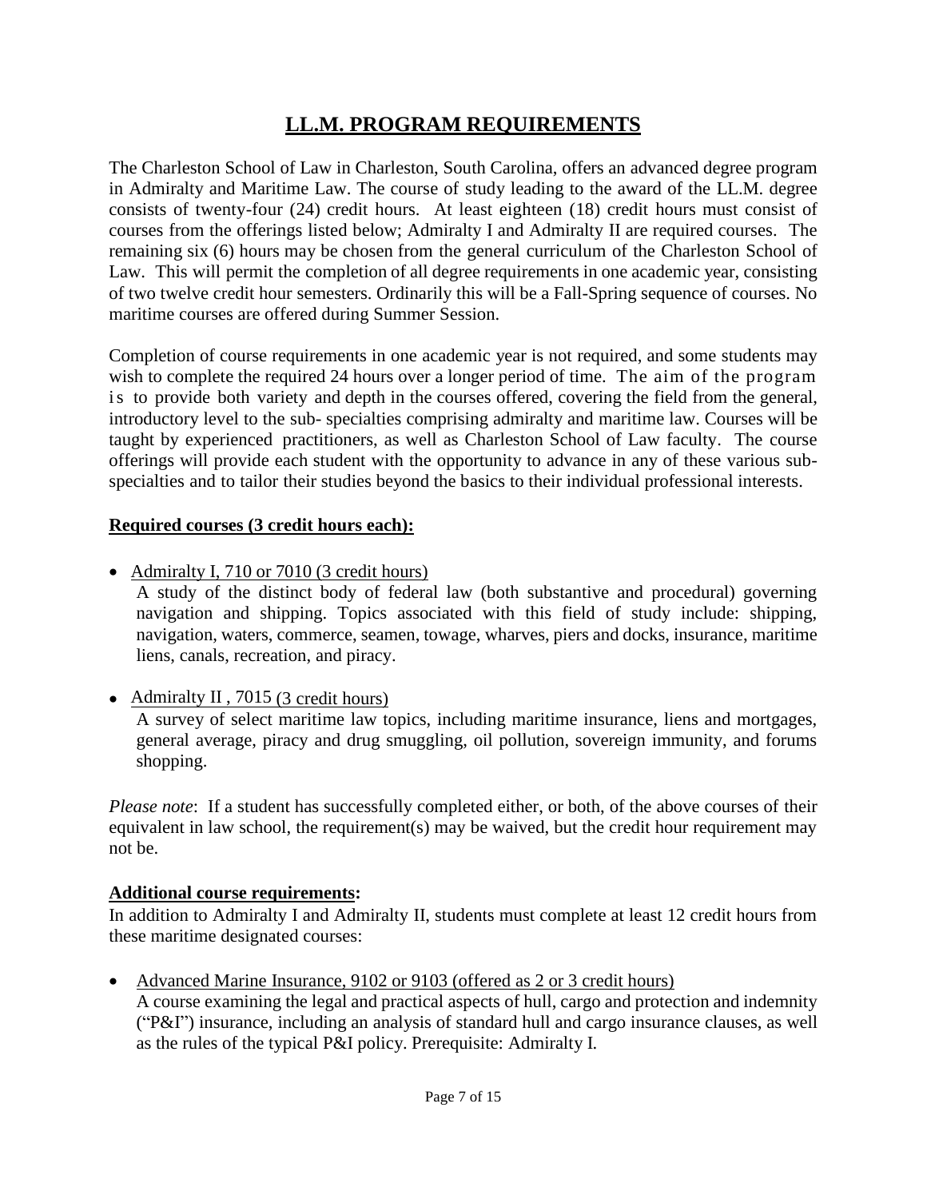# LL.M. PROGRAM REQUIREMENTS

The Charleston School of Law in Charleston, South Carolina, offers an advanced degree program in Admiralty and Maritime Law. The course of study leading to the award of the LL.M. degree consists of twenty-four (24) credit hours. At least eighteen (18) credit hours must consist of courses from the offerings listed below; Admiralty I and Admiralty II are required courses. The remaining six (6) hours may be chosen from the general curriculum of the Charleston School of Law. This will permit the completion of all degree requirements in one academic year, consisting of two twelve credit hour semesters. Ordinarily this will be a Fall-Spring sequence of courses. No maritime courses are offered during Summer Session.

Completion of course requirements in one academic year is not required, and some students may wish to complete the required 24 hours over a longer period of time. The aim of the program is to provide both variety and depth in the courses offered, covering the field from the general, introductory level to the sub- specialties comprising admiralty and maritime law. Courses will be taught by experienced practitioners, as well as Charleston School of Law faculty. The course offerings will provide each student with the opportunity to advance in any of these various sub-specialties and to tailor their studies beyond the basics to their individual professional interests.

**Required courses (3 credit hours each):**

- Admiralty I, 710 or 7010 (3 credit hours)
  A study of the distinct body of federal law (both substantive and procedural) governing navigation and shipping. Topics associated with this field of study include: shipping, navigation, waters, commerce, seamen, towage, wharves, piers and docks, insurance, maritime liens, canals, recreation, and piracy.

- Admiralty II , 7015 (3 credit hours)
  A survey of select maritime law topics, including maritime insurance, liens and mortgages, general average, piracy and drug smuggling, oil pollution, sovereign immunity, and forums shopping.

*Please note*: If a student has successfully completed either, or both, of the above courses of their equivalent in law school, the requirement(s) may be waived, but the credit hour requirement may not be.

**Additional course requirements:**
In addition to Admiralty I and Admiralty II, students must complete at least 12 credit hours from these maritime designated courses:

- Advanced Marine Insurance, 9102 or 9103 (offered as 2 or 3 credit hours)
  A course examining the legal and practical aspects of hull, cargo and protection and indemnity ("P&I") insurance, including an analysis of standard hull and cargo insurance clauses, as well as the rules of the typical P&I policy. Prerequisite: Admiralty I.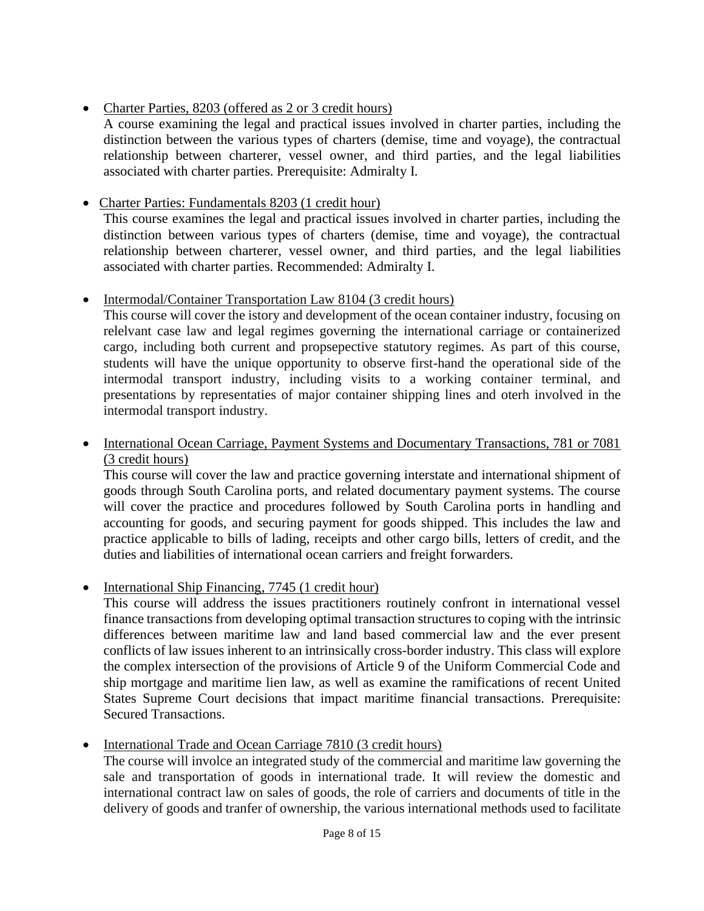- <u>Charter Parties, 8203 (offered as 2 or 3 credit hours)</u>
  A course examining the legal and practical issues involved in charter parties, including the distinction between the various types of charters (demise, time and voyage), the contractual relationship between charterer, vessel owner, and third parties, and the legal liabilities associated with charter parties. Prerequisite: Admiralty I.

- <u>Charter Parties: Fundamentals 8203 (1 credit hour)</u>
  This course examines the legal and practical issues involved in charter parties, including the distinction between various types of charters (demise, time and voyage), the contractual relationship between charterer, vessel owner, and third parties, and the legal liabilities associated with charter parties. Recommended: Admiralty I.

- <u>Intermodal/Container Transportation Law 8104 (3 credit hours)</u>
  This course will cover the istory and development of the ocean container industry, focusing on relelvant case law and legal regimes governing the international carriage or containerized cargo, including both current and propsepective statutory regimes. As part of this course, students will have the unique opportunity to observe first-hand the operational side of the intermodal transport industry, including visits to a working container terminal, and presentations by representaties of major container shipping lines and oterh involved in the intermodal transport industry.

- <u>International Ocean Carriage, Payment Systems and Documentary Transactions, 781 or 7081 (3 credit hours)</u>
  This course will cover the law and practice governing interstate and international shipment of goods through South Carolina ports, and related documentary payment systems. The course will cover the practice and procedures followed by South Carolina ports in handling and accounting for goods, and securing payment for goods shipped. This includes the law and practice applicable to bills of lading, receipts and other cargo bills, letters of credit, and the duties and liabilities of international ocean carriers and freight forwarders.

- <u>International Ship Financing, 7745 (1 credit hour)</u>
  This course will address the issues practitioners routinely confront in international vessel finance transactions from developing optimal transaction structures to coping with the intrinsic differences between maritime law and land based commercial law and the ever present conflicts of law issues inherent to an intrinsically cross-border industry. This class will explore the complex intersection of the provisions of Article 9 of the Uniform Commercial Code and ship mortgage and maritime lien law, as well as examine the ramifications of recent United States Supreme Court decisions that impact maritime financial transactions. Prerequisite: Secured Transactions.

- <u>International Trade and Ocean Carriage 7810 (3 credit hours)</u>
  The course will involce an integrated study of the commercial and maritime law governing the sale and transportation of goods in international trade. It will review the domestic and international contract law on sales of goods, the role of carriers and documents of title in the delivery of goods and tranfer of ownership, the various international methods used to facilitate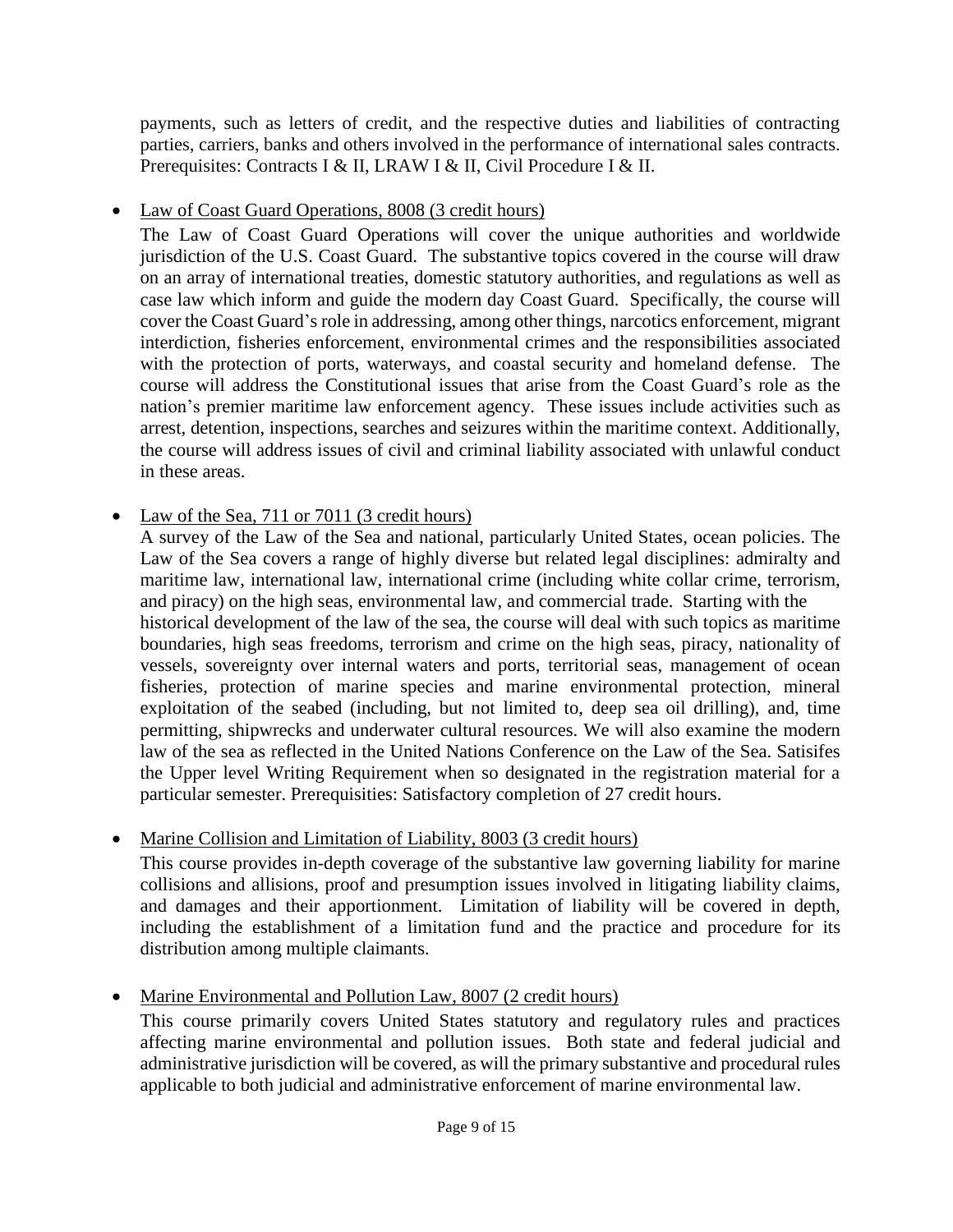payments, such as letters of credit, and the respective duties and liabilities of contracting parties, carriers, banks and others involved in the performance of international sales contracts. Prerequisites: Contracts I & II, LRAW I & II, Civil Procedure I & II.

- <u>Law of Coast Guard Operations, 8008 (3 credit hours)</u>

  The Law of Coast Guard Operations will cover the unique authorities and worldwide jurisdiction of the U.S. Coast Guard. The substantive topics covered in the course will draw on an array of international treaties, domestic statutory authorities, and regulations as well as case law which inform and guide the modern day Coast Guard. Specifically, the course will cover the Coast Guard's role in addressing, among other things, narcotics enforcement, migrant interdiction, fisheries enforcement, environmental crimes and the responsibilities associated with the protection of ports, waterways, and coastal security and homeland defense. The course will address the Constitutional issues that arise from the Coast Guard's role as the nation's premier maritime law enforcement agency. These issues include activities such as arrest, detention, inspections, searches and seizures within the maritime context. Additionally, the course will address issues of civil and criminal liability associated with unlawful conduct in these areas.

- <u>Law of the Sea, 711 or 7011 (3 credit hours)</u>

  A survey of the Law of the Sea and national, particularly United States, ocean policies. The Law of the Sea covers a range of highly diverse but related legal disciplines: admiralty and maritime law, international law, international crime (including white collar crime, terrorism, and piracy) on the high seas, environmental law, and commercial trade. Starting with the historical development of the law of the sea, the course will deal with such topics as maritime boundaries, high seas freedoms, terrorism and crime on the high seas, piracy, nationality of vessels, sovereignty over internal waters and ports, territorial seas, management of ocean fisheries, protection of marine species and marine environmental protection, mineral exploitation of the seabed (including, but not limited to, deep sea oil drilling), and, time permitting, shipwrecks and underwater cultural resources. We will also examine the modern law of the sea as reflected in the United Nations Conference on the Law of the Sea. Satisifes the Upper level Writing Requirement when so designated in the registration material for a particular semester. Prerequisities: Satisfactory completion of 27 credit hours.

- <u>Marine Collision and Limitation of Liability, 8003 (3 credit hours)</u>

  This course provides in-depth coverage of the substantive law governing liability for marine collisions and allisions, proof and presumption issues involved in litigating liability claims, and damages and their apportionment. Limitation of liability will be covered in depth, including the establishment of a limitation fund and the practice and procedure for its distribution among multiple claimants.

- <u>Marine Environmental and Pollution Law, 8007 (2 credit hours)</u>

  This course primarily covers United States statutory and regulatory rules and practices affecting marine environmental and pollution issues. Both state and federal judicial and administrative jurisdiction will be covered, as will the primary substantive and procedural rules applicable to both judicial and administrative enforcement of marine environmental law.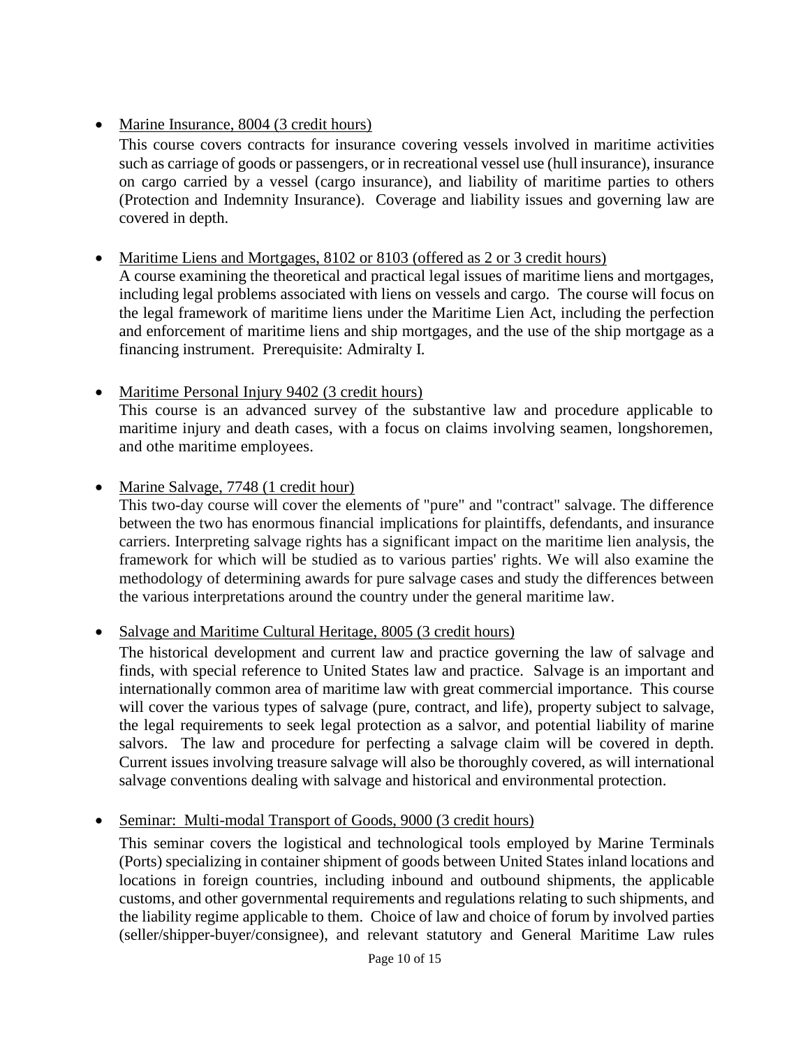- Marine Insurance, 8004 (3 credit hours)

  This course covers contracts for insurance covering vessels involved in maritime activities such as carriage of goods or passengers, or in recreational vessel use (hull insurance), insurance on cargo carried by a vessel (cargo insurance), and liability of maritime parties to others (Protection and Indemnity Insurance). Coverage and liability issues and governing law are covered in depth.

- Maritime Liens and Mortgages, 8102 or 8103 (offered as 2 or 3 credit hours)

  A course examining the theoretical and practical legal issues of maritime liens and mortgages, including legal problems associated with liens on vessels and cargo. The course will focus on the legal framework of maritime liens under the Maritime Lien Act, including the perfection and enforcement of maritime liens and ship mortgages, and the use of the ship mortgage as a financing instrument. Prerequisite: Admiralty I.

- Maritime Personal Injury 9402 (3 credit hours)

  This course is an advanced survey of the substantive law and procedure applicable to maritime injury and death cases, with a focus on claims involving seamen, longshoremen, and othe maritime employees.

- Marine Salvage, 7748 (1 credit hour)

  This two-day course will cover the elements of "pure" and "contract" salvage. The difference between the two has enormous financial implications for plaintiffs, defendants, and insurance carriers. Interpreting salvage rights has a significant impact on the maritime lien analysis, the framework for which will be studied as to various parties' rights. We will also examine the methodology of determining awards for pure salvage cases and study the differences between the various interpretations around the country under the general maritime law.

- Salvage and Maritime Cultural Heritage, 8005 (3 credit hours)

  The historical development and current law and practice governing the law of salvage and finds, with special reference to United States law and practice. Salvage is an important and internationally common area of maritime law with great commercial importance. This course will cover the various types of salvage (pure, contract, and life), property subject to salvage, the legal requirements to seek legal protection as a salvor, and potential liability of marine salvors. The law and procedure for perfecting a salvage claim will be covered in depth. Current issues involving treasure salvage will also be thoroughly covered, as will international salvage conventions dealing with salvage and historical and environmental protection.

- Seminar: Multi-modal Transport of Goods, 9000 (3 credit hours)

  This seminar covers the logistical and technological tools employed by Marine Terminals (Ports) specializing in container shipment of goods between United States inland locations and locations in foreign countries, including inbound and outbound shipments, the applicable customs, and other governmental requirements and regulations relating to such shipments, and the liability regime applicable to them. Choice of law and choice of forum by involved parties (seller/shipper-buyer/consignee), and relevant statutory and General Maritime Law rules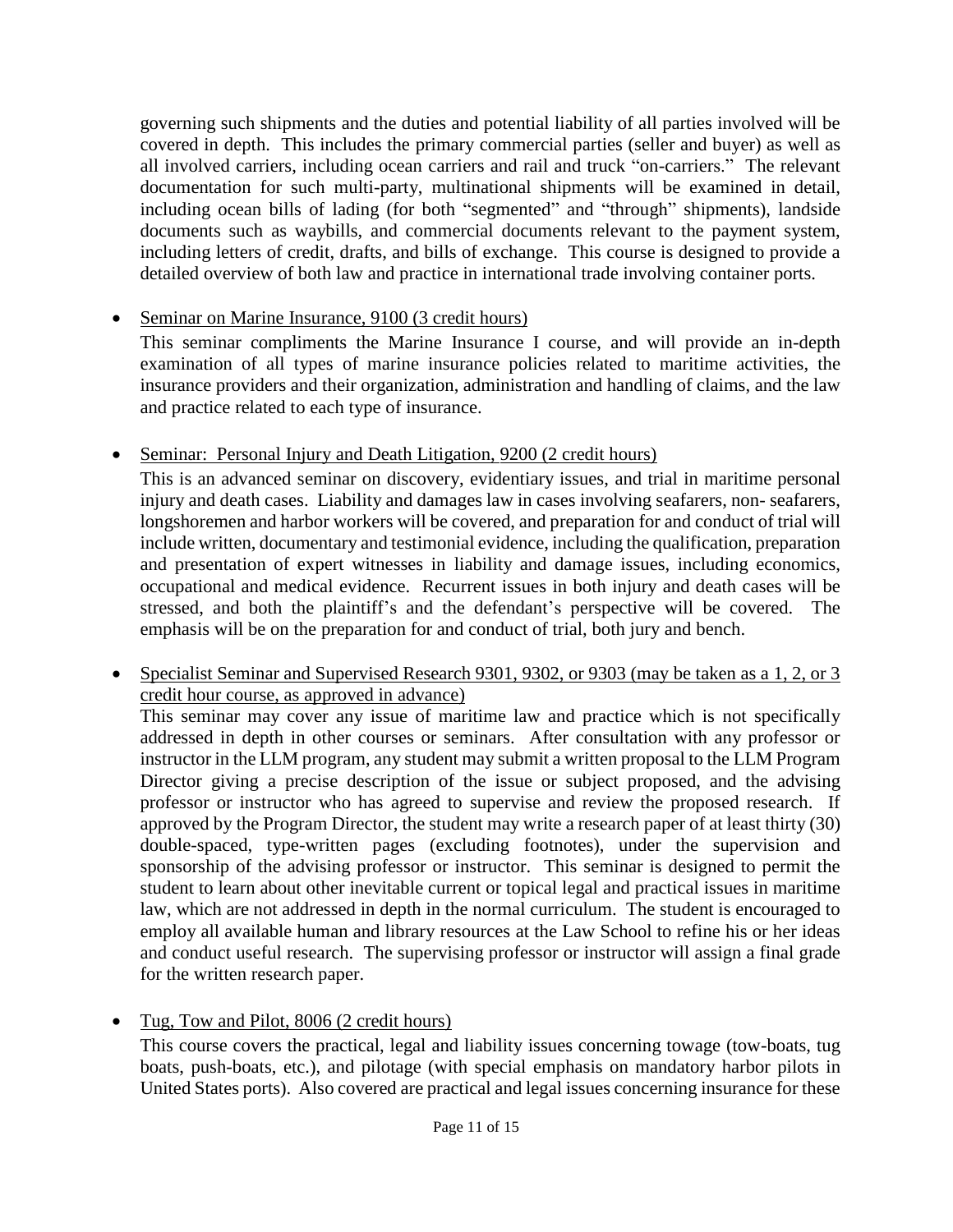governing such shipments and the duties and potential liability of all parties involved will be covered in depth. This includes the primary commercial parties (seller and buyer) as well as all involved carriers, including ocean carriers and rail and truck "on-carriers." The relevant documentation for such multi-party, multinational shipments will be examined in detail, including ocean bills of lading (for both "segmented" and "through" shipments), landside documents such as waybills, and commercial documents relevant to the payment system, including letters of credit, drafts, and bills of exchange. This course is designed to provide a detailed overview of both law and practice in international trade involving container ports.

- <u>Seminar on Marine Insurance, 9100 (3 credit hours)</u>

  This seminar compliments the Marine Insurance I course, and will provide an in-depth examination of all types of marine insurance policies related to maritime activities, the insurance providers and their organization, administration and handling of claims, and the law and practice related to each type of insurance.

- <u>Seminar: Personal Injury and Death Litigation, 9200 (2 credit hours)</u>

  This is an advanced seminar on discovery, evidentiary issues, and trial in maritime personal injury and death cases. Liability and damages law in cases involving seafarers, non- seafarers, longshoremen and harbor workers will be covered, and preparation for and conduct of trial will include written, documentary and testimonial evidence, including the qualification, preparation and presentation of expert witnesses in liability and damage issues, including economics, occupational and medical evidence. Recurrent issues in both injury and death cases will be stressed, and both the plaintiff's and the defendant's perspective will be covered. The emphasis will be on the preparation for and conduct of trial, both jury and bench.

- <u>Specialist Seminar and Supervised Research 9301, 9302, or 9303 (may be taken as a 1, 2, or 3 credit hour course, as approved in advance)</u>

  This seminar may cover any issue of maritime law and practice which is not specifically addressed in depth in other courses or seminars. After consultation with any professor or instructor in the LLM program, any student may submit a written proposal to the LLM Program Director giving a precise description of the issue or subject proposed, and the advising professor or instructor who has agreed to supervise and review the proposed research. If approved by the Program Director, the student may write a research paper of at least thirty (30) double-spaced, type-written pages (excluding footnotes), under the supervision and sponsorship of the advising professor or instructor. This seminar is designed to permit the student to learn about other inevitable current or topical legal and practical issues in maritime law, which are not addressed in depth in the normal curriculum. The student is encouraged to employ all available human and library resources at the Law School to refine his or her ideas and conduct useful research. The supervising professor or instructor will assign a final grade for the written research paper.

- <u>Tug, Tow and Pilot, 8006 (2 credit hours)</u>

  This course covers the practical, legal and liability issues concerning towage (tow-boats, tug boats, push-boats, etc.), and pilotage (with special emphasis on mandatory harbor pilots in United States ports). Also covered are practical and legal issues concerning insurance for these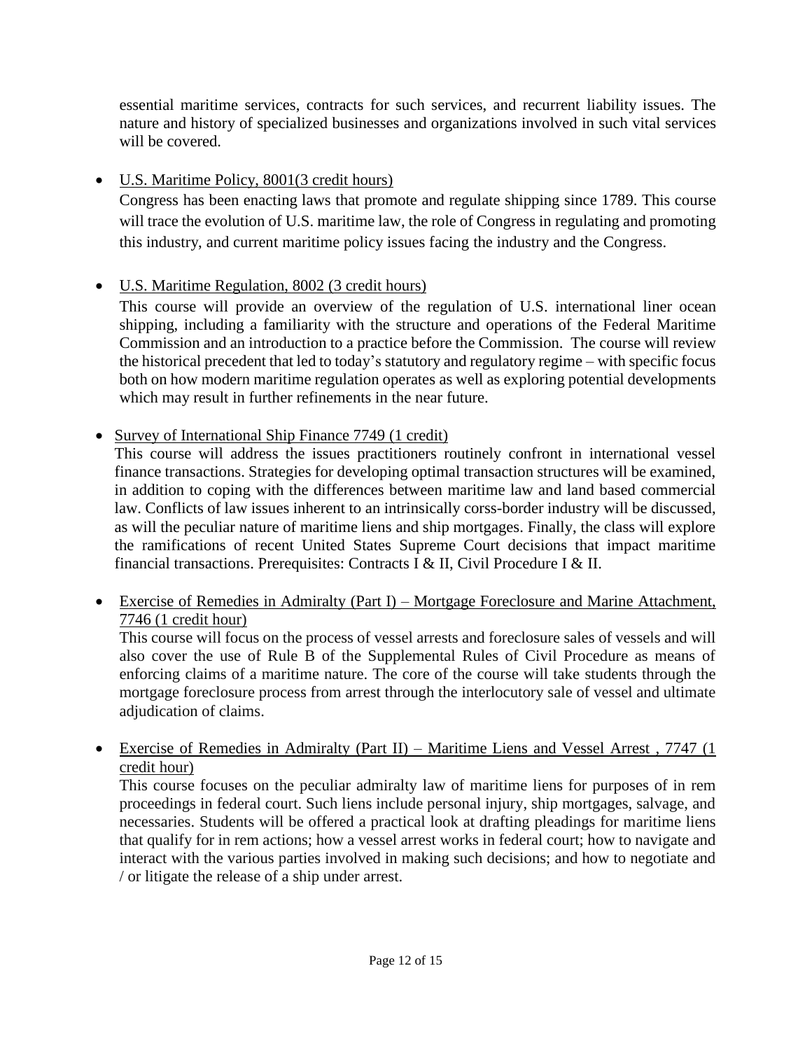essential maritime services, contracts for such services, and recurrent liability issues. The nature and history of specialized businesses and organizations involved in such vital services will be covered.

- U.S. Maritime Policy, 8001(3 credit hours)

  Congress has been enacting laws that promote and regulate shipping since 1789. This course will trace the evolution of U.S. maritime law, the role of Congress in regulating and promoting this industry, and current maritime policy issues facing the industry and the Congress.

- U.S. Maritime Regulation, 8002 (3 credit hours)

  This course will provide an overview of the regulation of U.S. international liner ocean shipping, including a familiarity with the structure and operations of the Federal Maritime Commission and an introduction to a practice before the Commission. The course will review the historical precedent that led to today's statutory and regulatory regime – with specific focus both on how modern maritime regulation operates as well as exploring potential developments which may result in further refinements in the near future.

- Survey of International Ship Finance 7749 (1 credit)

  This course will address the issues practitioners routinely confront in international vessel finance transactions. Strategies for developing optimal transaction structures will be examined, in addition to coping with the differences between maritime law and land based commercial law. Conflicts of law issues inherent to an intrinsically corss-border industry will be discussed, as will the peculiar nature of maritime liens and ship mortgages. Finally, the class will explore the ramifications of recent United States Supreme Court decisions that impact maritime financial transactions. Prerequisites: Contracts I & II, Civil Procedure I & II.

- Exercise of Remedies in Admiralty (Part I) – Mortgage Foreclosure and Marine Attachment, 7746 (1 credit hour)

  This course will focus on the process of vessel arrests and foreclosure sales of vessels and will also cover the use of Rule B of the Supplemental Rules of Civil Procedure as means of enforcing claims of a maritime nature. The core of the course will take students through the mortgage foreclosure process from arrest through the interlocutory sale of vessel and ultimate adjudication of claims.

- Exercise of Remedies in Admiralty (Part II) – Maritime Liens and Vessel Arrest , 7747 (1 credit hour)

  This course focuses on the peculiar admiralty law of maritime liens for purposes of in rem proceedings in federal court. Such liens include personal injury, ship mortgages, salvage, and necessaries. Students will be offered a practical look at drafting pleadings for maritime liens that qualify for in rem actions; how a vessel arrest works in federal court; how to navigate and interact with the various parties involved in making such decisions; and how to negotiate and / or litigate the release of a ship under arrest.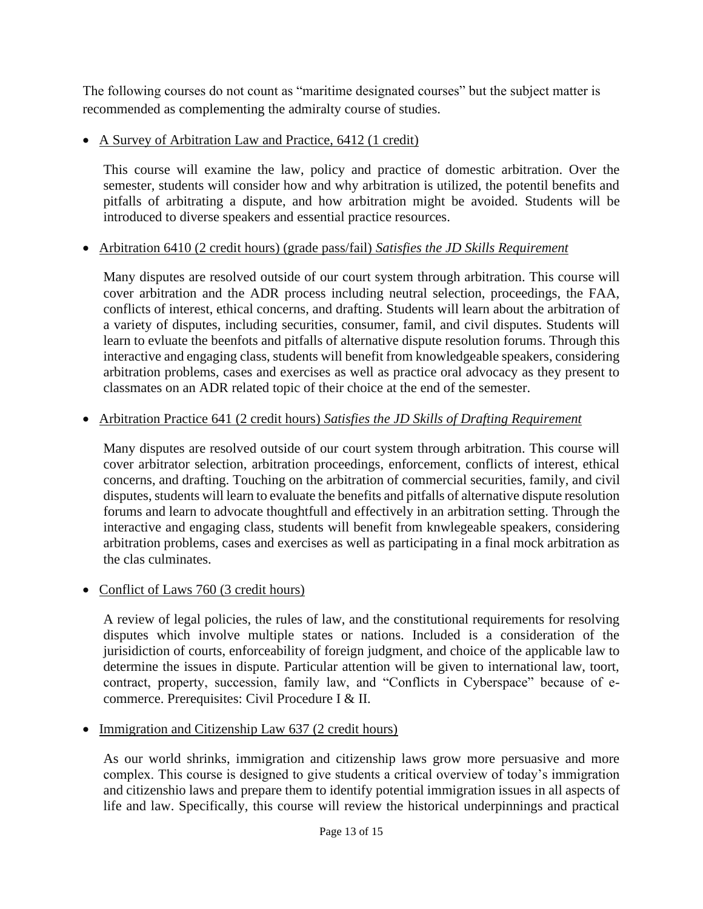The following courses do not count as "maritime designated courses" but the subject matter is recommended as complementing the admiralty course of studies.

- A Survey of Arbitration Law and Practice, 6412 (1 credit)

  This course will examine the law, policy and practice of domestic arbitration. Over the semester, students will consider how and why arbitration is utilized, the potentil benefits and pitfalls of arbitrating a dispute, and how arbitration might be avoided. Students will be introduced to diverse speakers and essential practice resources.

- Arbitration 6410 (2 credit hours) (grade pass/fail) *Satisfies the JD Skills Requirement*

  Many disputes are resolved outside of our court system through arbitration. This course will cover arbitration and the ADR process including neutral selection, proceedings, the FAA, conflicts of interest, ethical concerns, and drafting. Students will learn about the arbitration of a variety of disputes, including securities, consumer, famil, and civil disputes. Students will learn to evluate the beenfots and pitfalls of alternative dispute resolution forums. Through this interactive and engaging class, students will benefit from knowledgeable speakers, considering arbitration problems, cases and exercises as well as practice oral advocacy as they present to classmates on an ADR related topic of their choice at the end of the semester.

- Arbitration Practice 641 (2 credit hours) *Satisfies the JD Skills of Drafting Requirement*

  Many disputes are resolved outside of our court system through arbitration. This course will cover arbitrator selection, arbitration proceedings, enforcement, conflicts of interest, ethical concerns, and drafting. Touching on the arbitration of commercial securities, family, and civil disputes, students will learn to evaluate the benefits and pitfalls of alternative dispute resolution forums and learn to advocate thoughtfull and effectively in an arbitration setting. Through the interactive and engaging class, students will benefit from knwlegeable speakers, considering arbitration problems, cases and exercises as well as participating in a final mock arbitration as the clas culminates.

- Conflict of Laws 760 (3 credit hours)

  A review of legal policies, the rules of law, and the constitutional requirements for resolving disputes which involve multiple states or nations. Included is a consideration of the jurisidiction of courts, enforceability of foreign judgment, and choice of the applicable law to determine the issues in dispute. Particular attention will be given to international law, toort, contract, property, succession, family law, and "Conflicts in Cyberspace" because of e-commerce. Prerequisites: Civil Procedure I & II.

- Immigration and Citizenship Law 637 (2 credit hours)

  As our world shrinks, immigration and citizenship laws grow more persuasive and more complex. This course is designed to give students a critical overview of today's immigration and citizenshio laws and prepare them to identify potential immigration issues in all aspects of life and law. Specifically, this course will review the historical underpinnings and practical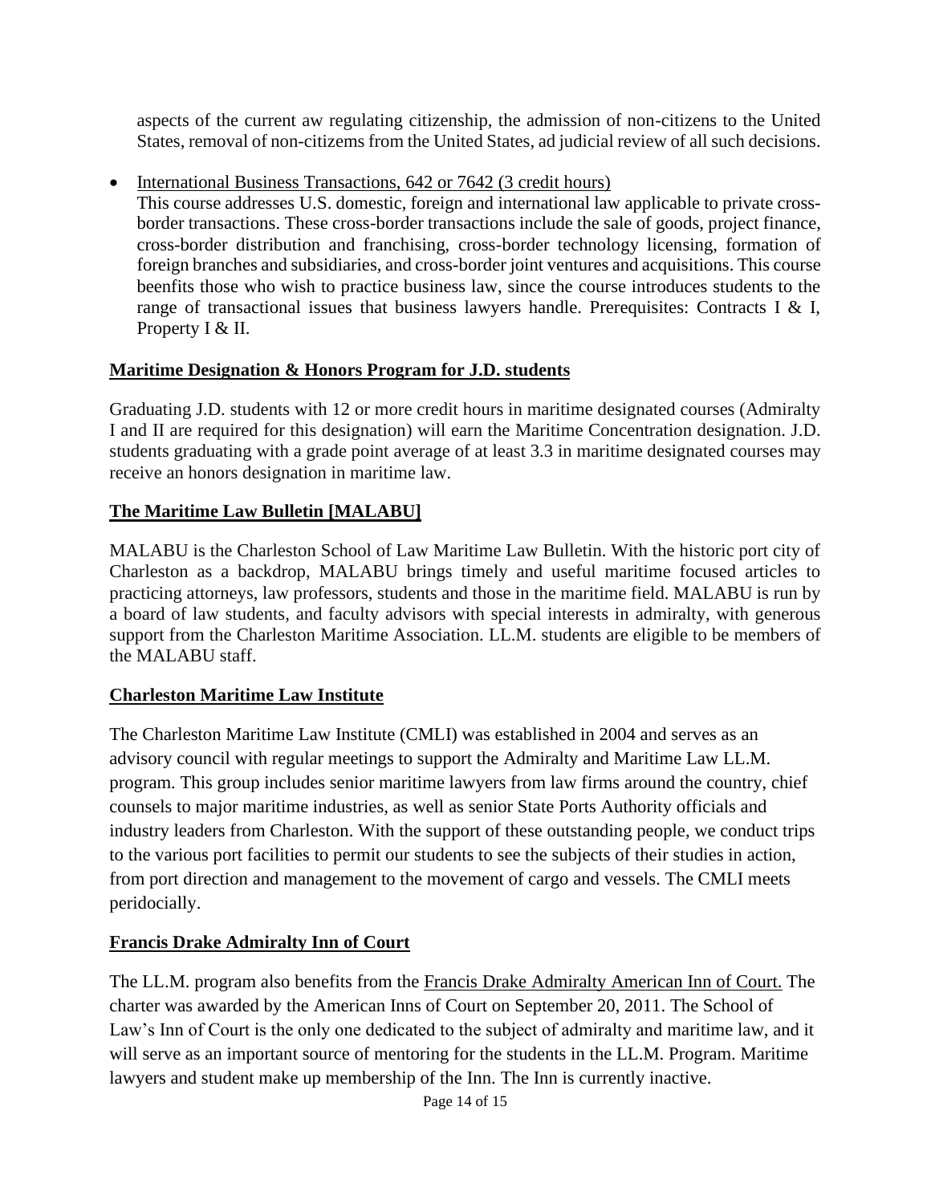aspects of the current aw regulating citizenship, the admission of non-citizens to the United States, removal of non-citizems from the United States, ad judicial review of all such decisions.

- International Business Transactions, 642 or 7642 (3 credit hours)
  This course addresses U.S. domestic, foreign and international law applicable to private cross-border transactions. These cross-border transactions include the sale of goods, project finance, cross-border distribution and franchising, cross-border technology licensing, formation of foreign branches and subsidiaries, and cross-border joint ventures and acquisitions. This course beenfits those who wish to practice business law, since the course introduces students to the range of transactional issues that business lawyers handle. Prerequisites: Contracts I & I, Property I & II.

**Maritime Designation & Honors Program for J.D. students**

Graduating J.D. students with 12 or more credit hours in maritime designated courses (Admiralty I and II are required for this designation) will earn the Maritime Concentration designation. J.D. students graduating with a grade point average of at least 3.3 in maritime designated courses may receive an honors designation in maritime law.

**The Maritime Law Bulletin [MALABU]**

MALABU is the Charleston School of Law Maritime Law Bulletin. With the historic port city of Charleston as a backdrop, MALABU brings timely and useful maritime focused articles to practicing attorneys, law professors, students and those in the maritime field. MALABU is run by a board of law students, and faculty advisors with special interests in admiralty, with generous support from the Charleston Maritime Association. LL.M. students are eligible to be members of the MALABU staff.

**Charleston Maritime Law Institute**

The Charleston Maritime Law Institute (CMLI) was established in 2004 and serves as an advisory council with regular meetings to support the Admiralty and Maritime Law LL.M. program. This group includes senior maritime lawyers from law firms around the country, chief counsels to major maritime industries, as well as senior State Ports Authority officials and industry leaders from Charleston. With the support of these outstanding people, we conduct trips to the various port facilities to permit our students to see the subjects of their studies in action, from port direction and management to the movement of cargo and vessels. The CMLI meets peridocially.

**Francis Drake Admiralty Inn of Court**

The LL.M. program also benefits from the Francis Drake Admiralty American Inn of Court. The charter was awarded by the American Inns of Court on September 20, 2011. The School of Law's Inn of Court is the only one dedicated to the subject of admiralty and maritime law, and it will serve as an important source of mentoring for the students in the LL.M. Program. Maritime lawyers and student make up membership of the Inn. The Inn is currently inactive.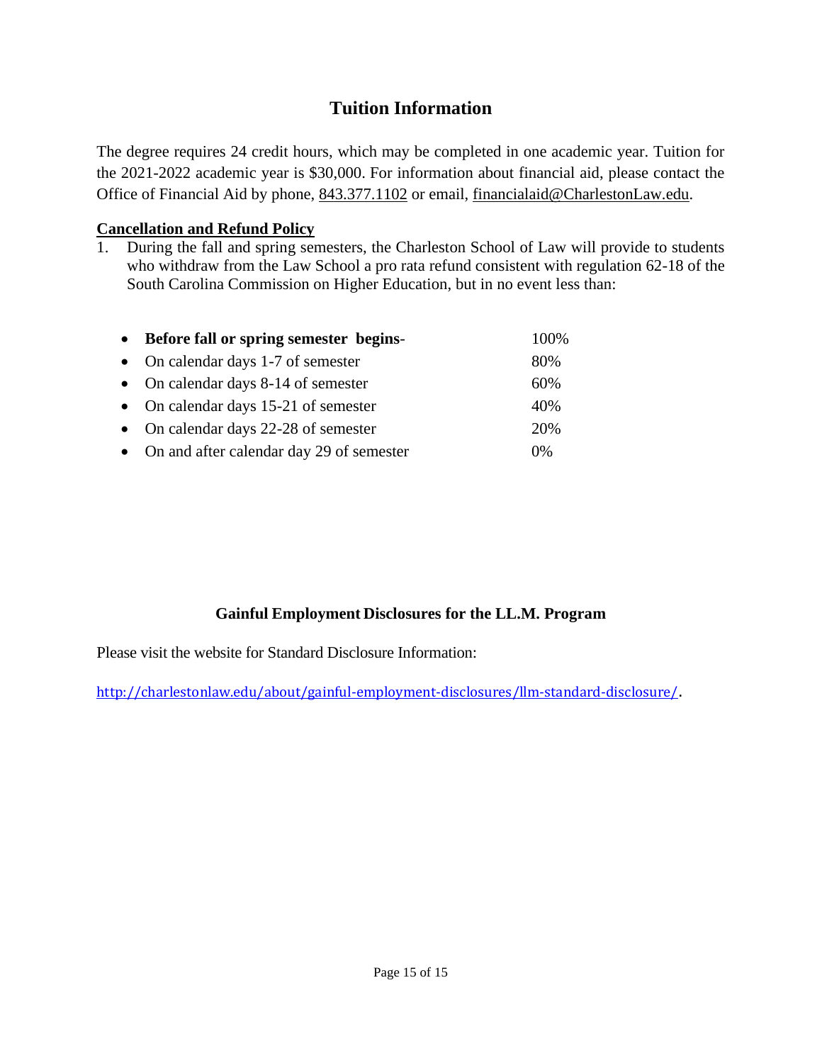# Tuition Information

The degree requires 24 credit hours, which may be completed in one academic year. Tuition for the 2021-2022 academic year is $30,000. For information about financial aid, please contact the Office of Financial Aid by phone, 843.377.1102 or email, financialaid@CharlestonLaw.edu.

**Cancellation and Refund Policy**

1. During the fall and spring semesters, the Charleston School of Law will provide to students who withdraw from the Law School a pro rata refund consistent with regulation 62-18 of the South Carolina Commission on Higher Education, but in no event less than:

| | |
|---|---|
| • **Before fall or spring semester begins**- | 100% |
| • On calendar days 1-7 of semester | 80% |
| • On calendar days 8-14 of semester | 60% |
| • On calendar days 15-21 of semester | 40% |
| • On calendar days 22-28 of semester | 20% |
| • On and after calendar day 29 of semester | 0% |

## Gainful Employment Disclosures for the LL.M. Program

Please visit the website for Standard Disclosure Information:

http://charlestonlaw.edu/about/gainful-employment-disclosures/llm-standard-disclosure/.